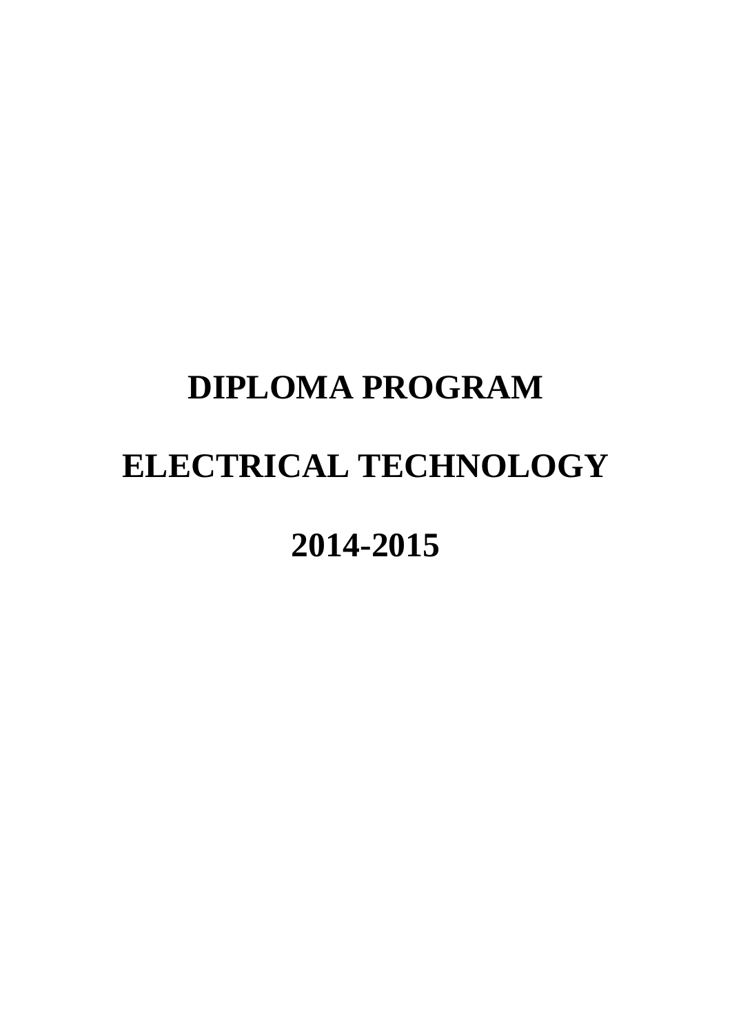# DIPLOMA PROGRAM

# ELECTRICAL TECHNOLOGY

# 2014-2015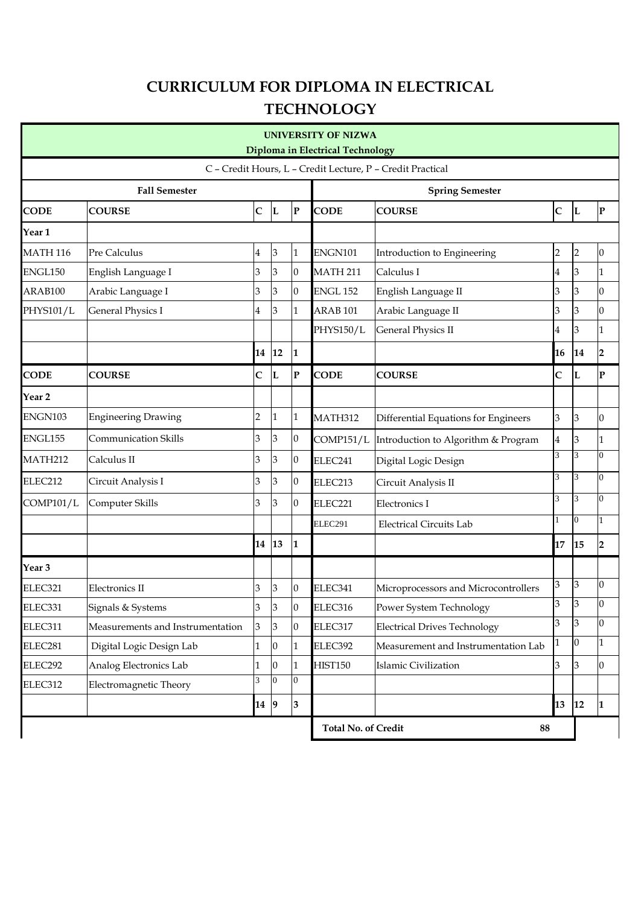# CURRICULUM FOR DIPLOMA IN ELECTRICAL TECHNOLOGY

| UNIVERSITY OF NIZWA<br>Diploma in Electrical Technology | | | | | | | | | |
|---|---|---|---|---|---|---|---|---|---|
| C – Credit Hours, L – Credit Lecture, P – Credit Practical | | | | | | | | | |
| **Fall Semester** | | | | | **Spring Semester** | | | | |
| **CODE** | **COURSE** | **C** | **L** | **P** | **CODE** | **COURSE** | **C** | **L** | **P** |
| **Year 1** | | | | | | | | | |
| MATH 116 | Pre Calculus | 4 | 3 | 1 | ENGN101 | Introduction to Engineering | 2 | 2 | 0 |
| ENGL150 | English Language I | 3 | 3 | 0 | MATH 211 | Calculus I | 4 | 3 | 1 |
| ARAB100 | Arabic Language I | 3 | 3 | 0 | ENGL 152 | English Language II | 3 | 3 | 0 |
| PHYS101/L | General Physics I | 4 | 3 | 1 | ARAB 101 | Arabic Language II | 3 | 3 | 0 |
| | | | | | PHYS150/L | General Physics II | 4 | 3 | 1 |
| | | **14** | **12** | **1** | | | **16** | **14** | **2** |
| **CODE** | **COURSE** | **C** | **L** | **P** | **CODE** | **COURSE** | **C** | **L** | **P** |
| **Year 2** | | | | | | | | | |
| ENGN103 | Engineering Drawing | 2 | 1 | 1 | MATH312 | Differential Equations for Engineers | 3 | 3 | 0 |
| ENGL155 | Communication Skills | 3 | 3 | 0 | COMP151/L | Introduction to Algorithm & Program | 4 | 3 | 1 |
| MATH212 | Calculus II | 3 | 3 | 0 | ELEC241 | Digital Logic Design | 3 | 3 | 0 |
| ELEC212 | Circuit Analysis I | 3 | 3 | 0 | ELEC213 | Circuit Analysis II | 3 | 3 | 0 |
| COMP101/L | Computer Skills | 3 | 3 | 0 | ELEC221 | Electronics I | 3 | 3 | 0 |
| | | | | | ELEC291 | Electrical Circuits Lab | 1 | 0 | 1 |
| | | **14** | **13** | **1** | | | **17** | **15** | **2** |
| **Year 3** | | | | | | | | | |
| ELEC321 | Electronics II | 3 | 3 | 0 | ELEC341 | Microprocessors and Microcontrollers | 3 | 3 | 0 |
| ELEC331 | Signals & Systems | 3 | 3 | 0 | ELEC316 | Power System Technology | 3 | 3 | 0 |
| ELEC311 | Measurements and Instrumentation | 3 | 3 | 0 | ELEC317 | Electrical Drives Technology | 3 | 3 | 0 |
| ELEC281 | Digital Logic Design Lab | 1 | 0 | 1 | ELEC392 | Measurement and Instrumentation Lab | 1 | 0 | 1 |
| ELEC292 | Analog Electronics Lab | 1 | 0 | 1 | HIST150 | Islamic Civilization | 3 | 3 | 0 |
| ELEC312 | Electromagnetic Theory | 3 | 0 | 0 | | | | | |
| | | **14** | **9** | **3** | | | **13** | **12** | **1** |
| | | | | | **Total No. of Credit** | | **88** | | |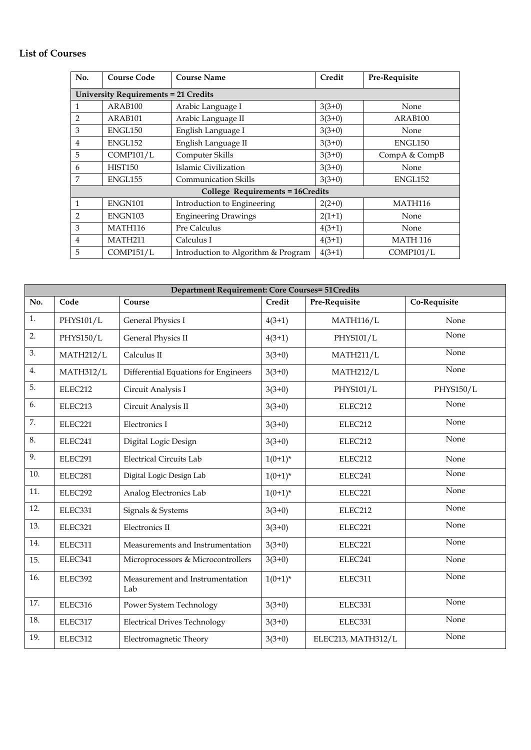## List of Courses

| No. | Course Code | Course Name | Credit | Pre-Requisite |
|---|---|---|---|---|
| **University Requirements = 21 Credits** | | | | |
| 1 | ARAB100 | Arabic Language I | 3(3+0) | None |
| 2 | ARAB101 | Arabic Language II | 3(3+0) | ARAB100 |
| 3 | ENGL150 | English Language I | 3(3+0) | None |
| 4 | ENGL152 | English Language II | 3(3+0) | ENGL150 |
| 5 | COMP101/L | Computer Skills | 3(3+0) | CompA & CompB |
| 6 | HIST150 | Islamic Civilization | 3(3+0) | None |
| 7 | ENGL155 | Communication Skills | 3(3+0) | ENGL152 |
| **College Requirements = 16Credits** | | | | |
| 1 | ENGN101 | Introduction to Engineering | 2(2+0) | MATH116 |
| 2 | ENGN103 | Engineering Drawings | 2(1+1) | None |
| 3 | MATH116 | Pre Calculus | 4(3+1) | None |
| 4 | MATH211 | Calculus I | 4(3+1) | MATH 116 |
| 5 | COMP151/L | Introduction to Algorithm & Program | 4(3+1) | COMP101/L |

| Department Requirement: Core Courses= 51Credits | | | | | |
|---|---|---|---|---|---|
| **No.** | **Code** | **Course** | **Credit** | **Pre-Requisite** | **Co-Requisite** |
| 1. | PHYS101/L | General Physics I | 4(3+1) | MATH116/L | None |
| 2. | PHYS150/L | General Physics II | 4(3+1) | PHYS101/L | None |
| 3. | MATH212/L | Calculus II | 3(3+0) | MATH211/L | None |
| 4. | MATH312/L | Differential Equations for Engineers | 3(3+0) | MATH212/L | None |
| 5. | ELEC212 | Circuit Analysis I | 3(3+0) | PHYS101/L | PHYS150/L |
| 6. | ELEC213 | Circuit Analysis II | 3(3+0) | ELEC212 | None |
| 7. | ELEC221 | Electronics I | 3(3+0) | ELEC212 | None |
| 8. | ELEC241 | Digital Logic Design | 3(3+0) | ELEC212 | None |
| 9. | ELEC291 | Electrical Circuits Lab | 1(0+1)* | ELEC212 | None |
| 10. | ELEC281 | Digital Logic Design Lab | 1(0+1)* | ELEC241 | None |
| 11. | ELEC292 | Analog Electronics Lab | 1(0+1)* | ELEC221 | None |
| 12. | ELEC331 | Signals & Systems | 3(3+0) | ELEC212 | None |
| 13. | ELEC321 | Electronics II | 3(3+0) | ELEC221 | None |
| 14. | ELEC311 | Measurements and Instrumentation | 3(3+0) | ELEC221 | None |
| 15. | ELEC341 | Microprocessors & Microcontrollers | 3(3+0) | ELEC241 | None |
| 16. | ELEC392 | Measurement and Instrumentation Lab | 1(0+1)* | ELEC311 | None |
| 17. | ELEC316 | Power System Technology | 3(3+0) | ELEC331 | None |
| 18. | ELEC317 | Electrical Drives Technology | 3(3+0) | ELEC331 | None |
| 19. | ELEC312 | Electromagnetic Theory | 3(3+0) | ELEC213, MATH312/L | None |